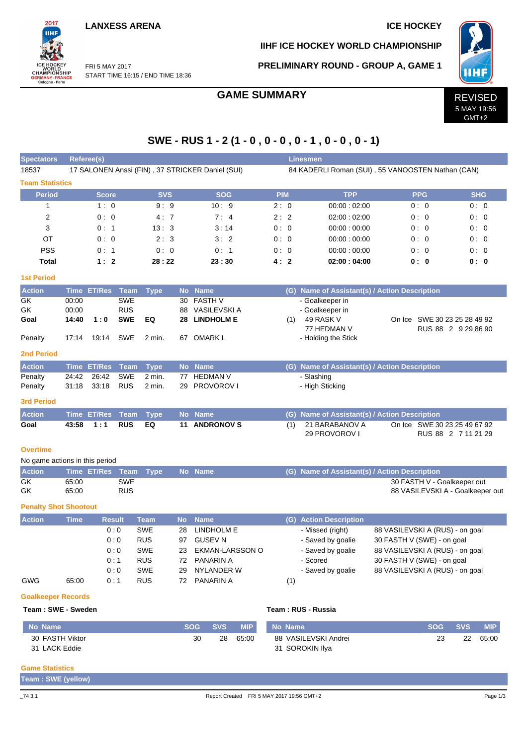**LANXESS ARENA** | **ICE HOCKEY**

**IIHF ICE HOCKEY WORLD CHAMPIONSHIP**

FRI 5 MAY 2017
START TIME 16:15 / END TIME 18:36

**PRELIMINARY ROUND - GROUP A, GAME 1**

# GAME SUMMARY

REVISED
5 MAY 19:56
GMT+2

## SWE - RUS 1 - 2 (1 - 0 , 0 - 0 , 0 - 1 , 0 - 0 , 0 - 1)

| Spectators | Referee(s) | Linesmen |
|---|---|---|
| 18537 | 17 SALONEN Anssi (FIN) , 37 STRICKER Daniel (SUI) | 84 KADERLI Roman (SUI) , 55 VANOOSTEN Nathan (CAN) |

### Team Statistics

| Period | Score | SVS | SOG | PIM | TPP | PPG | SHG |
|---|---|---|---|---|---|---|---|
| 1 | 1 : 0 | 9 : 9 | 10 : 9 | 2 : 0 | 00:00 : 02:00 | 0 : 0 | 0 : 0 |
| 2 | 0 : 0 | 4 : 7 | 7 : 4 | 2 : 2 | 02:00 : 02:00 | 0 : 0 | 0 : 0 |
| 3 | 0 : 1 | 13 : 3 | 3 : 14 | 0 : 0 | 00:00 : 00:00 | 0 : 0 | 0 : 0 |
| OT | 0 : 0 | 2 : 3 | 3 : 2 | 0 : 0 | 00:00 : 00:00 | 0 : 0 | 0 : 0 |
| PSS | 0 : 1 | 0 : 0 | 0 : 1 | 0 : 0 | 00:00 : 00:00 | 0 : 0 | 0 : 0 |
| **Total** | **1 : 2** | **28 : 22** | **23 : 30** | **4 : 2** | **02:00 : 04:00** | **0 : 0** | **0 : 0** |

### 1st Period

| Action | Time | ET/Res | Team | Type | No | Name | (G) | Name of Assistant(s) / Action Description | |
|---|---|---|---|---|---|---|---|---|---|
| GK | 00:00 | | SWE | | 30 | FASTH V | | - Goalkeeper in | |
| GK | 00:00 | | RUS | | 88 | VASILEVSKI A | | - Goalkeeper in | |
| **Goal** | **14:40** | **1 : 0** | **SWE** | **EQ** | **28** | **LINDHOLM E** | (1) | 49 RASK V<br>77 HEDMAN V | On Ice SWE 30 23 25 28 49 92<br>RUS 88 2 9 29 86 90 |
| Penalty | 17:14 | 19:14 | SWE | 2 min. | 67 | OMARK L | | - Holding the Stick | |

### 2nd Period

| Action | Time | ET/Res | Team | Type | No | Name | (G) | Name of Assistant(s) / Action Description |
|---|---|---|---|---|---|---|---|---|
| Penalty | 24:42 | 26:42 | SWE | 2 min. | 77 | HEDMAN V | | - Slashing |
| Penalty | 31:18 | 33:18 | RUS | 2 min. | 29 | PROVOROV I | | - High Sticking |

### 3rd Period

| Action | Time | ET/Res | Team | Type | No | Name | (G) | Name of Assistant(s) / Action Description | |
|---|---|---|---|---|---|---|---|---|---|
| **Goal** | **43:58** | **1 : 1** | **RUS** | **EQ** | **11** | **ANDRONOV S** | (1) | 21 BARABANOV A<br>29 PROVOROV I | On Ice SWE 30 23 25 49 67 92<br>RUS 88 2 7 11 21 29 |

### Overtime

No game actions in this period

| Action | Time | ET/Res | Team | Type | No | Name | (G) | Name of Assistant(s) / Action Description |
|---|---|---|---|---|---|---|---|---|
| GK | 65:00 | | SWE | | | | | 30 FASTH V - Goalkeeper out |
| GK | 65:00 | | RUS | | | | | 88 VASILEVSKI A - Goalkeeper out |

### Penalty Shot Shootout

| Action | Time | Result | Team | No | Name | (G) | Action Description | |
|---|---|---|---|---|---|---|---|---|
| | | 0 : 0 | SWE | 28 | LINDHOLM E | | - Missed (right) | 88 VASILEVSKI A (RUS) - on goal |
| | | 0 : 0 | RUS | 97 | GUSEV N | | - Saved by goalie | 30 FASTH V (SWE) - on goal |
| | | 0 : 0 | SWE | 23 | EKMAN-LARSSON O | | - Saved by goalie | 88 VASILEVSKI A (RUS) - on goal |
| | | 0 : 1 | RUS | 72 | PANARIN A | | - Scored | 30 FASTH V (SWE) - on goal |
| | | 0 : 0 | SWE | 29 | NYLANDER W | | - Saved by goalie | 88 VASILEVSKI A (RUS) - on goal |
| GWG | 65:00 | 0 : 1 | RUS | 72 | PANARIN A | (1) | | |

### Goalkeeper Records

**Team : SWE - Sweden**

| No Name | SOG | SVS | MIP |
|---|---|---|---|
| 30 FASTH Viktor | 30 | 28 | 65:00 |
| 31 LACK Eddie | | | |

**Team : RUS - Russia**

| No Name | SOG | SVS | MIP |
|---|---|---|---|
| 88 VASILEVSKI Andrei | 23 | 22 | 65:00 |
| 31 SOROKIN Ilya | | | |

### Game Statistics

**Team : SWE (yellow)**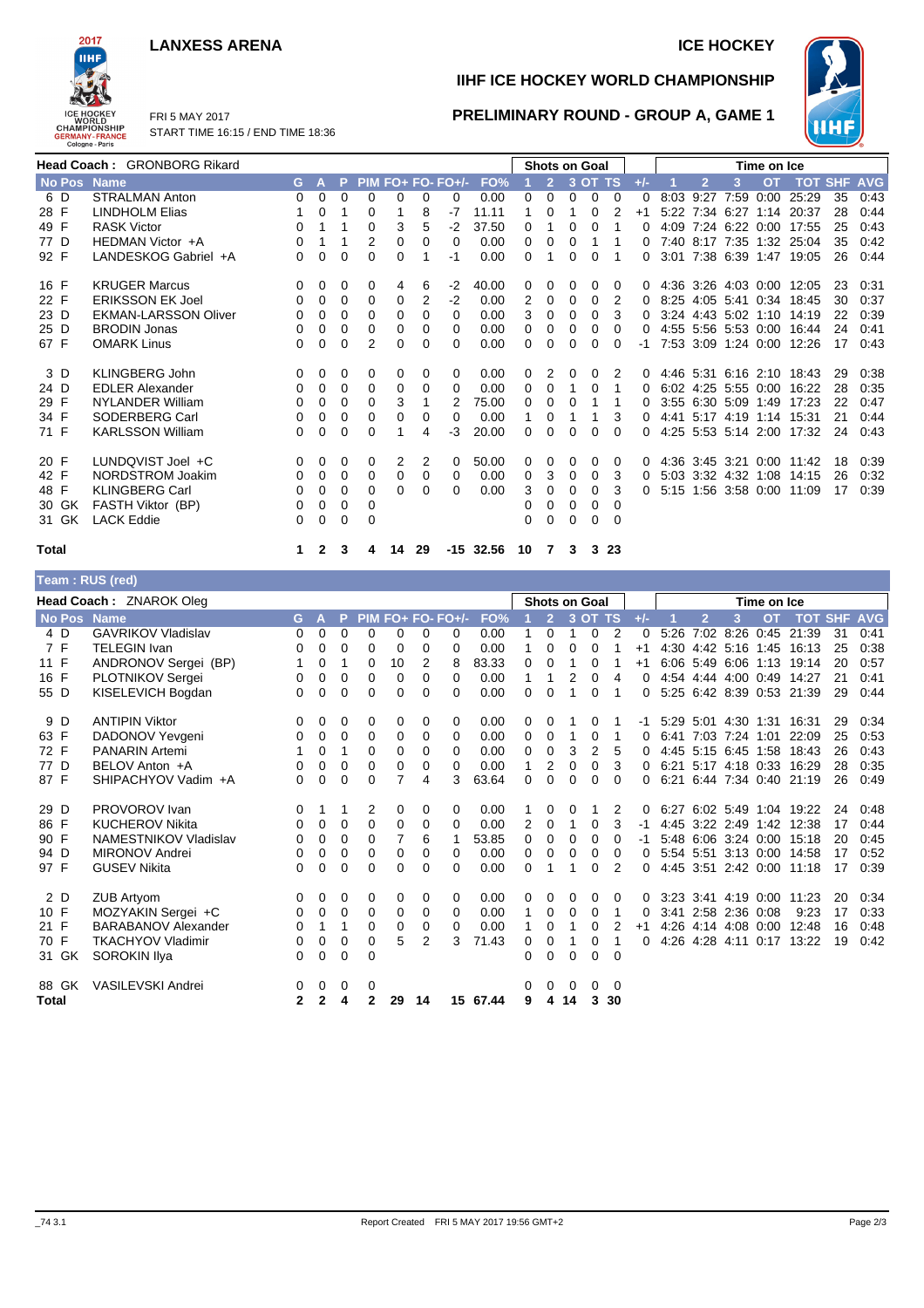**LANXESS ARENA** — **ICE HOCKEY**

## IIHF ICE HOCKEY WORLD CHAMPIONSHIP

FRI 5 MAY 2017
START TIME 16:15 / END TIME 18:36

### PRELIMINARY ROUND - GROUP A, GAME 1

**Head Coach : GRONBORG Rikard**

| No | Pos | Name | G | A | P | PIM | FO+ | FO- | FO+/- | FO% | SoG 1 | SoG 2 | SoG 3 | SoG OT | SoG TS | +/- | TOI 1 | TOI 2 | TOI 3 | TOI OT | TOT | SHF | AVG |
|---|---|---|---|---|---|---|---|---|---|---|---|---|---|---|---|---|---|---|---|---|---|---|---|
| 6 | D | STRALMAN Anton | 0 | 0 | 0 | 0 | 0 | 0 | 0 | 0.00 | 0 | 0 | 0 | 0 | 0 | 0 | 8:03 | 9:27 | 7:59 | 0:00 | 25:29 | 35 | 0:43 |
| 28 | F | LINDHOLM Elias | 1 | 0 | 1 | 0 | 1 | 8 | -7 | 11.11 | 1 | 0 | 1 | 0 | 2 | +1 | 5:22 | 7:34 | 6:27 | 1:14 | 20:37 | 28 | 0:44 |
| 49 | F | RASK Victor | 0 | 1 | 1 | 0 | 3 | 5 | -2 | 37.50 | 0 | 1 | 0 | 0 | 1 | 0 | 4:09 | 7:24 | 6:22 | 0:00 | 17:55 | 25 | 0:43 |
| 77 | D | HEDMAN Victor +A | 0 | 1 | 1 | 2 | 0 | 0 | 0 | 0.00 | 0 | 0 | 0 | 1 | 1 | 0 | 7:40 | 8:17 | 7:35 | 1:32 | 25:04 | 35 | 0:42 |
| 92 | F | LANDESKOG Gabriel +A | 0 | 0 | 0 | 0 | 0 | 1 | -1 | 0.00 | 0 | 1 | 0 | 0 | 1 | 0 | 3:01 | 7:38 | 6:39 | 1:47 | 19:05 | 26 | 0:44 |
| 16 | F | KRUGER Marcus | 0 | 0 | 0 | 0 | 4 | 6 | -2 | 40.00 | 0 | 0 | 0 | 0 | 0 | 0 | 4:36 | 3:26 | 4:03 | 0:00 | 12:05 | 23 | 0:31 |
| 22 | F | ERIKSSON EK Joel | 0 | 0 | 0 | 0 | 0 | 2 | -2 | 0.00 | 2 | 0 | 0 | 0 | 2 | 0 | 8:25 | 4:05 | 5:41 | 0:34 | 18:45 | 30 | 0:37 |
| 23 | D | EKMAN-LARSSON Oliver | 0 | 0 | 0 | 0 | 0 | 0 | 0 | 0.00 | 3 | 0 | 0 | 0 | 3 | 0 | 3:24 | 4:43 | 5:02 | 1:10 | 14:19 | 22 | 0:39 |
| 25 | D | BRODIN Jonas | 0 | 0 | 0 | 0 | 0 | 0 | 0 | 0.00 | 0 | 0 | 0 | 0 | 0 | 0 | 4:55 | 5:56 | 5:53 | 0:00 | 16:44 | 24 | 0:41 |
| 67 | F | OMARK Linus | 0 | 0 | 0 | 2 | 0 | 0 | 0 | 0.00 | 0 | 0 | 0 | 0 | 0 | -1 | 7:53 | 3:09 | 1:24 | 0:00 | 12:26 | 17 | 0:43 |
| 3 | D | KLINGBERG John | 0 | 0 | 0 | 0 | 0 | 0 | 0 | 0.00 | 0 | 2 | 0 | 0 | 2 | 0 | 4:46 | 5:31 | 6:16 | 2:10 | 18:43 | 29 | 0:38 |
| 24 | D | EDLER Alexander | 0 | 0 | 0 | 0 | 0 | 0 | 0 | 0.00 | 0 | 0 | 1 | 0 | 1 | 0 | 6:02 | 4:25 | 5:55 | 0:00 | 16:22 | 28 | 0:35 |
| 29 | F | NYLANDER William | 0 | 0 | 0 | 0 | 3 | 1 | 2 | 75.00 | 0 | 0 | 0 | 1 | 1 | 0 | 3:55 | 6:30 | 5:09 | 1:49 | 17:23 | 22 | 0:47 |
| 34 | F | SODERBERG Carl | 0 | 0 | 0 | 0 | 0 | 0 | 0 | 0.00 | 1 | 0 | 1 | 1 | 3 | 0 | 4:41 | 5:17 | 4:19 | 1:14 | 15:31 | 21 | 0:44 |
| 71 | F | KARLSSON William | 0 | 0 | 0 | 0 | 1 | 4 | -3 | 20.00 | 0 | 0 | 0 | 0 | 0 | 0 | 4:25 | 5:53 | 5:14 | 2:00 | 17:32 | 24 | 0:43 |
| 20 | F | LUNDQVIST Joel +C | 0 | 0 | 0 | 0 | 2 | 2 | 0 | 50.00 | 0 | 0 | 0 | 0 | 0 | 0 | 4:36 | 3:45 | 3:21 | 0:00 | 11:42 | 18 | 0:39 |
| 42 | F | NORDSTROM Joakim | 0 | 0 | 0 | 0 | 0 | 0 | 0 | 0.00 | 0 | 3 | 0 | 0 | 3 | 0 | 5:03 | 3:32 | 4:32 | 1:08 | 14:15 | 26 | 0:32 |
| 48 | F | KLINGBERG Carl | 0 | 0 | 0 | 0 | 0 | 0 | 0 | 0.00 | 3 | 0 | 0 | 0 | 3 | 0 | 5:15 | 1:56 | 3:58 | 0:00 | 11:09 | 17 | 0:39 |
| 30 | GK | FASTH Viktor (BP) | 0 | 0 | 0 | 0 | | | | | 0 | 0 | 0 | 0 | 0 | | | | | | | | |
| 31 | GK | LACK Eddie | 0 | 0 | 0 | 0 | | | | | 0 | 0 | 0 | 0 | 0 | | | | | | | | |
| **Total** | | | **1** | **2** | **3** | **4** | **14** | **29** | **-15** | **32.56** | **10** | **7** | **3** | **3** | **23** | | | | | | | | |

**Team : RUS (red)**

**Head Coach : ZNAROK Oleg**

| No | Pos | Name | G | A | P | PIM | FO+ | FO- | FO+/- | FO% | SoG 1 | SoG 2 | SoG 3 | SoG OT | SoG TS | +/- | TOI 1 | TOI 2 | TOI 3 | TOI OT | TOT | SHF | AVG |
|---|---|---|---|---|---|---|---|---|---|---|---|---|---|---|---|---|---|---|---|---|---|---|---|
| 4 | D | GAVRIKOV Vladislav | 0 | 0 | 0 | 0 | 0 | 0 | 0 | 0.00 | 1 | 0 | 1 | 0 | 2 | 0 | 5:26 | 7:02 | 8:26 | 0:45 | 21:39 | 31 | 0:41 |
| 7 | F | TELEGIN Ivan | 0 | 0 | 0 | 0 | 0 | 0 | 0 | 0.00 | 1 | 0 | 0 | 0 | 1 | +1 | 4:30 | 4:42 | 5:16 | 1:45 | 16:13 | 25 | 0:38 |
| 11 | F | ANDRONOV Sergei (BP) | 1 | 0 | 1 | 0 | 10 | 2 | 8 | 83.33 | 0 | 0 | 1 | 0 | 1 | +1 | 6:06 | 5:49 | 6:06 | 1:13 | 19:14 | 20 | 0:57 |
| 16 | F | PLOTNIKOV Sergei | 0 | 0 | 0 | 0 | 0 | 0 | 0 | 0.00 | 1 | 1 | 2 | 0 | 4 | 0 | 4:54 | 4:44 | 4:00 | 0:49 | 14:27 | 21 | 0:41 |
| 55 | D | KISELEVICH Bogdan | 0 | 0 | 0 | 0 | 0 | 0 | 0 | 0.00 | 0 | 0 | 1 | 0 | 1 | 0 | 5:25 | 6:42 | 8:39 | 0:53 | 21:39 | 29 | 0:44 |
| 9 | D | ANTIPIN Viktor | 0 | 0 | 0 | 0 | 0 | 0 | 0 | 0.00 | 0 | 0 | 1 | 0 | 1 | -1 | 5:29 | 5:01 | 4:30 | 1:31 | 16:31 | 29 | 0:34 |
| 63 | F | DADONOV Yevgeni | 0 | 0 | 0 | 0 | 0 | 0 | 0 | 0.00 | 0 | 0 | 1 | 0 | 1 | 0 | 6:41 | 7:03 | 7:24 | 1:01 | 22:09 | 25 | 0:53 |
| 72 | F | PANARIN Artemi | 1 | 0 | 1 | 0 | 0 | 0 | 0 | 0.00 | 0 | 0 | 3 | 2 | 5 | 0 | 4:45 | 5:15 | 6:45 | 1:58 | 18:43 | 26 | 0:43 |
| 77 | D | BELOV Anton +A | 0 | 0 | 0 | 0 | 0 | 0 | 0 | 0.00 | 1 | 2 | 0 | 0 | 3 | 0 | 6:21 | 5:17 | 4:18 | 0:33 | 16:29 | 28 | 0:35 |
| 87 | F | SHIPACHYOV Vadim +A | 0 | 0 | 0 | 0 | 7 | 4 | 3 | 63.64 | 0 | 0 | 0 | 0 | 0 | 0 | 6:21 | 6:44 | 7:34 | 0:40 | 21:19 | 26 | 0:49 |
| 29 | D | PROVOROV Ivan | 0 | 1 | 1 | 2 | 0 | 0 | 0 | 0.00 | 1 | 0 | 0 | 1 | 2 | 0 | 6:27 | 6:02 | 5:49 | 1:04 | 19:22 | 24 | 0:48 |
| 86 | F | KUCHEROV Nikita | 0 | 0 | 0 | 0 | 0 | 0 | 0 | 0.00 | 2 | 0 | 1 | 0 | 3 | -1 | 4:45 | 3:22 | 2:49 | 1:42 | 12:38 | 17 | 0:44 |
| 90 | F | NAMESTNIKOV Vladislav | 0 | 0 | 0 | 0 | 7 | 6 | 1 | 53.85 | 0 | 0 | 0 | 0 | 0 | -1 | 5:48 | 6:06 | 3:24 | 0:00 | 15:18 | 20 | 0:45 |
| 94 | D | MIRONOV Andrei | 0 | 0 | 0 | 0 | 0 | 0 | 0 | 0.00 | 0 | 0 | 0 | 0 | 0 | 0 | 5:54 | 5:51 | 3:13 | 0:00 | 14:58 | 17 | 0:52 |
| 97 | F | GUSEV Nikita | 0 | 0 | 0 | 0 | 0 | 0 | 0 | 0.00 | 0 | 1 | 1 | 0 | 2 | 0 | 4:45 | 3:51 | 2:42 | 0:00 | 11:18 | 17 | 0:39 |
| 2 | D | ZUB Artyom | 0 | 0 | 0 | 0 | 0 | 0 | 0 | 0.00 | 0 | 0 | 0 | 0 | 0 | 0 | 3:23 | 3:41 | 4:19 | 0:00 | 11:23 | 20 | 0:34 |
| 10 | F | MOZYAKIN Sergei +C | 0 | 0 | 0 | 0 | 0 | 0 | 0 | 0.00 | 1 | 0 | 0 | 0 | 1 | 0 | 3:41 | 2:58 | 2:36 | 0:08 | 9:23 | 17 | 0:33 |
| 21 | F | BARABANOV Alexander | 0 | 1 | 1 | 0 | 0 | 0 | 0 | 0.00 | 1 | 0 | 1 | 0 | 2 | +1 | 4:26 | 4:14 | 4:08 | 0:00 | 12:48 | 16 | 0:48 |
| 70 | F | TKACHYOV Vladimir | 0 | 0 | 0 | 0 | 5 | 2 | 3 | 71.43 | 0 | 0 | 1 | 0 | 1 | 0 | 4:26 | 4:28 | 4:11 | 0:17 | 13:22 | 19 | 0:42 |
| 31 | GK | SOROKIN Ilya | 0 | 0 | 0 | 0 | | | | | 0 | 0 | 0 | 0 | 0 | | | | | | | | |
| 88 | GK | VASILEVSKI Andrei | 0 | 0 | 0 | 0 | | | | | 0 | 0 | 0 | 0 | 0 | | | | | | | | |
| **Total** | | | **2** | **2** | **4** | **2** | **29** | **14** | **15** | **67.44** | **9** | **4** | **14** | **3** | **30** | | | | | | | | |

_74 3.1 Report Created FRI 5 MAY 2017 19:56 GMT+2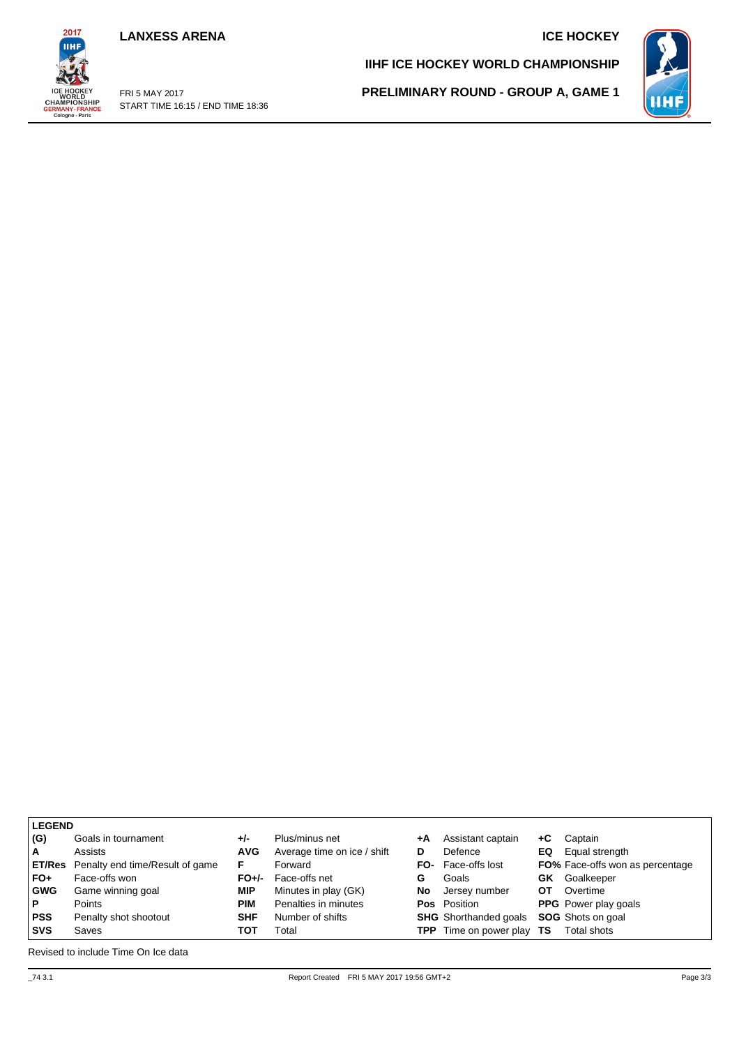| LEGEND | | | | | | | |
|---|---|---|---|---|---|---|---|
| (G) | Goals in tournament | +/- | Plus/minus net | +A | Assistant captain | +C | Captain |
| A | Assists | AVG | Average time on ice / shift | D | Defence | EQ | Equal strength |
| ET/Res | Penalty end time/Result of game | F | Forward | FO- | Face-offs lost | FO% | Face-offs won as percentage |
| FO+ | Face-offs won | FO+/- | Face-offs net | G | Goals | GK | Goalkeeper |
| GWG | Game winning goal | MIP | Minutes in play (GK) | No | Jersey number | OT | Overtime |
| P | Points | PIM | Penalties in minutes | Pos | Position | PPG | Power play goals |
| PSS | Penalty shot shootout | SHF | Number of shifts | SHG | Shorthanded goals | SOG | Shots on goal |
| SVS | Saves | TOT | Total | TPP | Time on power play | TS | Total shots |

Revised to include Time On Ice data